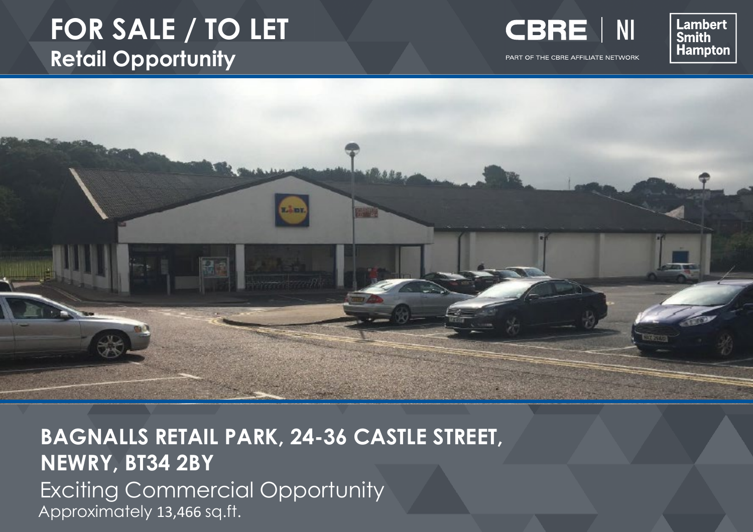# FOR SALE / TO LET

## Retail Opportunity

CBRE | NI

PART OF THE CBRE AFFILIATE NETWORK

Lambert Smith Hampton

## BAGNALLS RETAIL PARK, 24-36 CASTLE STREET, NEWRY, BT34 2BY

Exciting Commercial Opportunity

Approximately 13,466 sq.ft.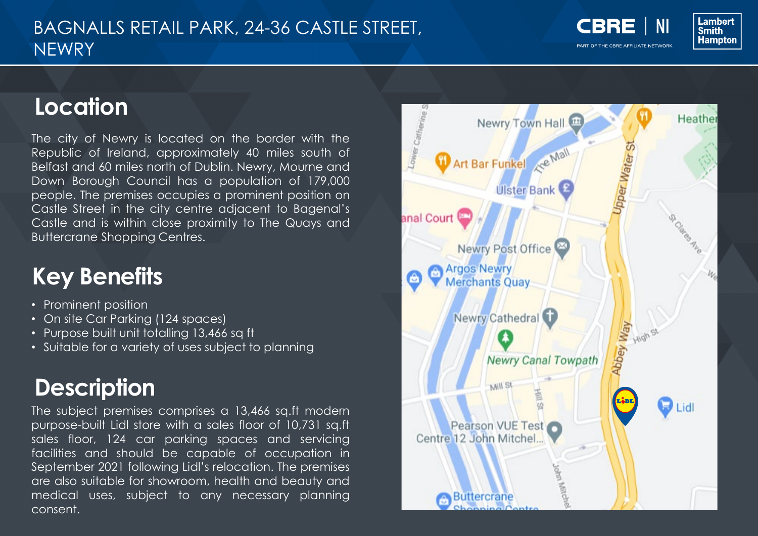# BAGNALLS RETAIL PARK, 24-36 CASTLE STREET, NEWRY

## Location

The city of Newry is located on the border with the Republic of Ireland, approximately 40 miles south of Belfast and 60 miles north of Dublin. Newry, Mourne and Down Borough Council has a population of 179,000 people. The premises occupies a prominent position on Castle Street in the city centre adjacent to Bagenal's Castle and is within close proximity to The Quays and Buttercrane Shopping Centres.

## Key Benefits

- Prominent position
- On site Car Parking (124 spaces)
- Purpose built unit totalling 13,466 sq ft
- Suitable for a variety of uses subject to planning

## Description

The subject premises comprises a 13,466 sq.ft modern purpose-built Lidl store with a sales floor of 10,731 sq.ft sales floor, 124 car parking spaces and servicing facilities and should be capable of occupation in September 2021 following Lidl's relocation. The premises are also suitable for showroom, health and beauty and medical uses, subject to any necessary planning consent.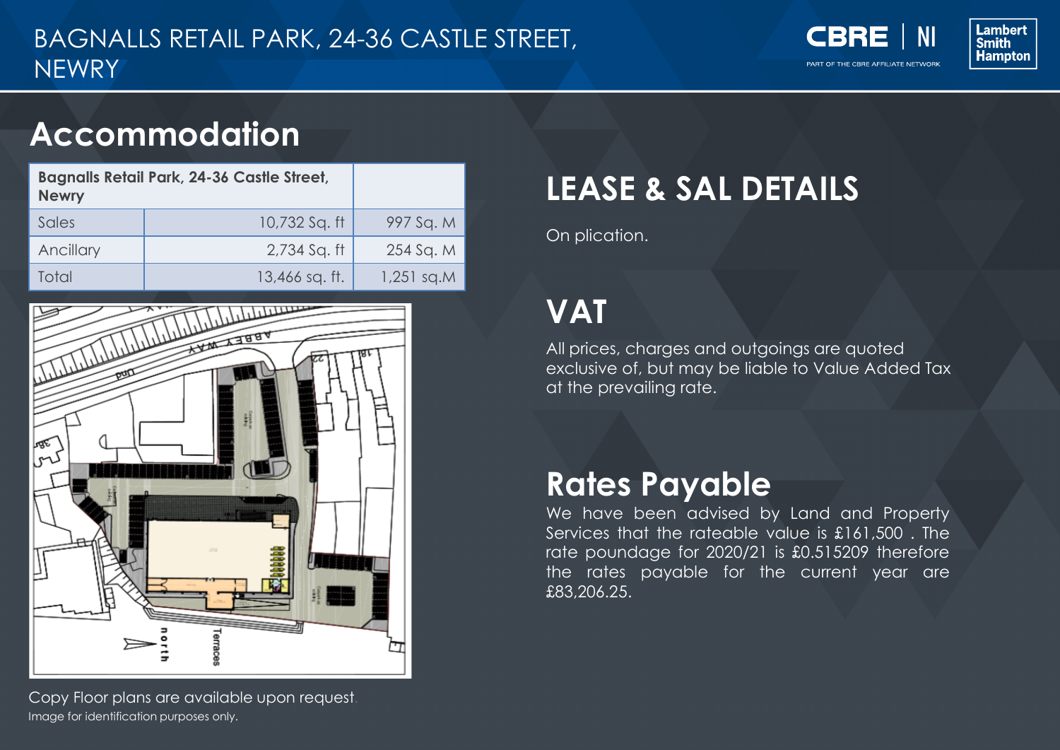# BAGNALLS RETAIL PARK, 24-36 CASTLE STREET, NEWRY

## Accommodation

| Bagnalls Retail Park, 24-36 Castle Street, Newry | | |
|---|---|---|
| Sales | 10,732 Sq. ft | 997 Sq. M |
| Ancillary | 2,734 Sq. ft | 254 Sq. M |
| Total | 13,466 sq. ft. | 1,251 sq.M |

Copy Floor plans are available upon request.
Image for identification purposes only.

## LEASE & SAL DETAILS

On plication.

## VAT

All prices, charges and outgoings are quoted exclusive of, but may be liable to Value Added Tax at the prevailing rate.

## Rates Payable

We have been advised by Land and Property Services that the rateable value is £161,500 . The rate poundage for 2020/21 is £0.515209 therefore the rates payable for the current year are £83,206.25.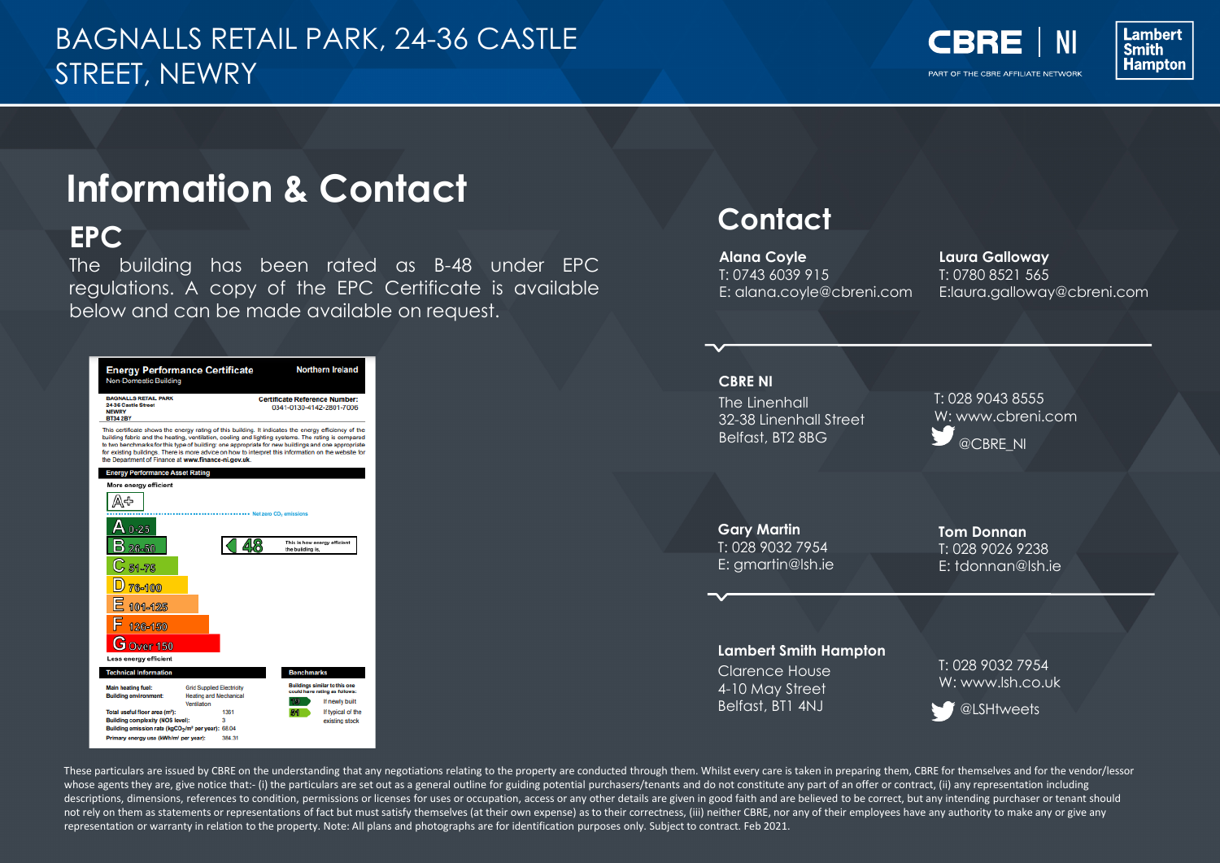# Information & Contact

## EPC

The building has been rated as B-48 under EPC regulations. A copy of the EPC Certificate is available below and can be made available on request.

**Energy Performance Certificate**
Non-Domestic Building

Northern Ireland

BAGNALLS RETAIL PARK
24-36 Castle Street
NEWRY
BT34 2BY

Certificate Reference Number:
0341-0130-4142-2801-7006

This certificate shows the energy rating of this building. It indicates the energy efficiency of the building fabric and the heating, ventilation, cooling and lighting systems. The rating is compared to two benchmarks for this type of building: one appropriate for new buildings and one appropriate for existing buildings. There is more advice on how to interpret this information on the website for the Department of Finance at www.finance-ni.gov.uk.

**Energy Performance Asset Rating**

More energy efficient

A+

Net zero $CO_2$ emissions

A 0-25

B 26-50

C 51-75

D 76-100

E 101-125

F 126-150

G Over 150

Less energy efficient

48 This is how energy efficient the building is.

**Technical Information**

| | |
|---|---|
| Main heating fuel: | Grid Supplied Electricity |
| Building environment: | Heating and Mechanical Ventilation |
| Total useful floor area ($m^2$): | 1381 |
| Building complexity (NOS level): | 3 |
| Building emission rate ($kgCO_2/m^2$ per year): | 68.04 |
| Primary energy use (kWh/$m^2$ per year): | 384.31 |

**Benchmarks**

Buildings similar to this one could have ratings as follows:

20 If newly built

51 If typical of the existing stock

## Contact

**Alana Coyle**
T: 0743 6039 915
E: alana.coyle@cbreni.com

**Laura Galloway**
T: 0780 8521 565
E:laura.galloway@cbreni.com

**CBRE NI**
The Linenhall
32-38 Linenhall Street
Belfast, BT2 8BG

T: 028 9043 8555
W: www.cbreni.com
@CBRE_NI

**Gary Martin**
T: 028 9032 7954
E: gmartin@lsh.ie

**Tom Donnan**
T: 028 9026 9238
E: tdonnan@lsh.ie

**Lambert Smith Hampton**
Clarence House
4-10 May Street
Belfast, BT1 4NJ

T: 028 9032 7954
W: www.lsh.co.uk
@LSHtweets

These particulars are issued by CBRE on the understanding that any negotiations relating to the property are conducted through them. Whilst every care is taken in preparing them, CBRE for themselves and for the vendor/lessor whose agents they are, give notice that:- (i) the particulars are set out as a general outline for guiding potential purchasers/tenants and do not constitute any part of an offer or contract, (ii) any representation including descriptions, dimensions, references to condition, permissions or licenses for uses or occupation, access or any other details are given in good faith and are believed to be correct, but any intending purchaser or tenant should not rely on them as statements or representations of fact but must satisfy themselves (at their own expense) as to their correctness, (iii) neither CBRE, nor any of their employees have any authority to make any or give any representation or warranty in relation to the property. Note: All plans and photographs are for identification purposes only. Subject to contract. Feb 2021.